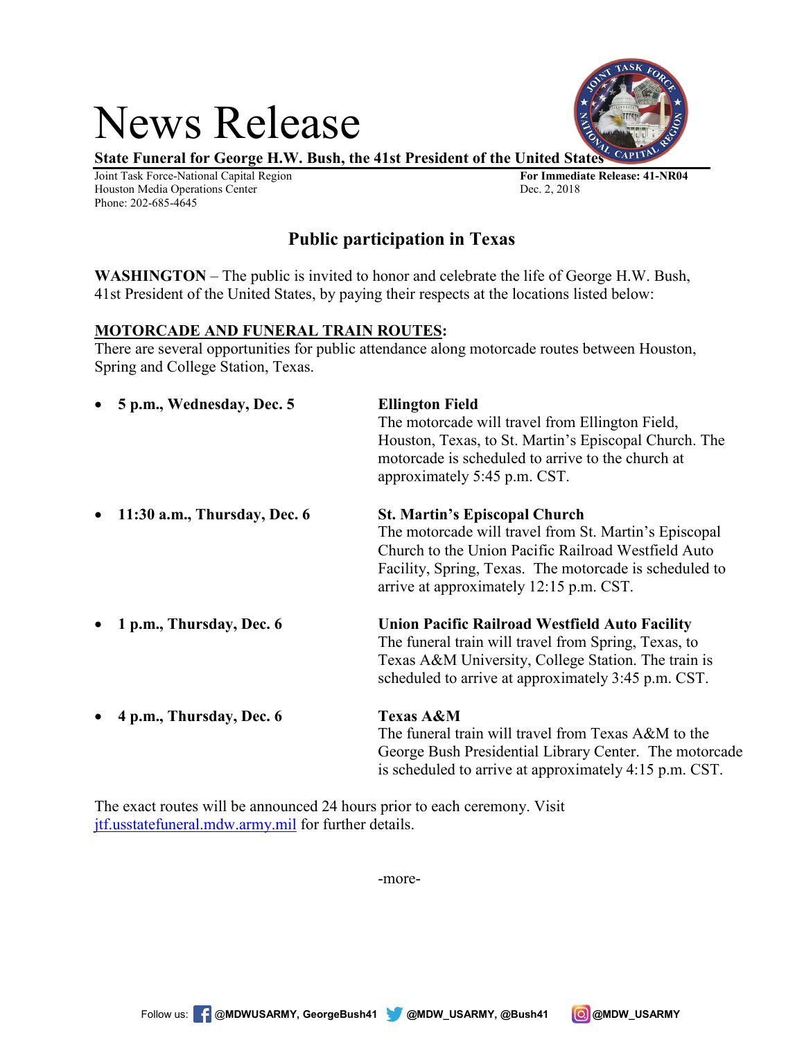# News Release

**State Funeral for George H.W. Bush, the 41st President of the United States**

Joint Task Force-National Capital Region
Houston Media Operations Center
Phone: 202-685-4645

**For Immediate Release: 41-NR04**
Dec. 2, 2018

## Public participation in Texas

**WASHINGTON** – The public is invited to honor and celebrate the life of George H.W. Bush, 41st President of the United States, by paying their respects at the locations listed below:

**MOTORCADE AND FUNERAL TRAIN ROUTES:**
There are several opportunities for public attendance along motorcade routes between Houston, Spring and College Station, Texas.

- **5 p.m., Wednesday, Dec. 5**
  **Ellington Field**
  The motorcade will travel from Ellington Field, Houston, Texas, to St. Martin's Episcopal Church. The motorcade is scheduled to arrive to the church at approximately 5:45 p.m. CST.

- **11:30 a.m., Thursday, Dec. 6**
  **St. Martin's Episcopal Church**
  The motorcade will travel from St. Martin's Episcopal Church to the Union Pacific Railroad Westfield Auto Facility, Spring, Texas. The motorcade is scheduled to arrive at approximately 12:15 p.m. CST.

- **1 p.m., Thursday, Dec. 6**
  **Union Pacific Railroad Westfield Auto Facility**
  The funeral train will travel from Spring, Texas, to Texas A&M University, College Station. The train is scheduled to arrive at approximately 3:45 p.m. CST.

- **4 p.m., Thursday, Dec. 6**
  **Texas A&M**
  The funeral train will travel from Texas A&M to the George Bush Presidential Library Center. The motorcade is scheduled to arrive at approximately 4:15 p.m. CST.

The exact routes will be announced 24 hours prior to each ceremony. Visit [jtf.usstatefuneral.mdw.army.mil](http://jtf.usstatefuneral.mdw.army.mil) for further details.

-more-

Follow us: @MDWUSARMY, GeorgeBush41 @MDW_USARMY, @Bush41 @MDW_USARMY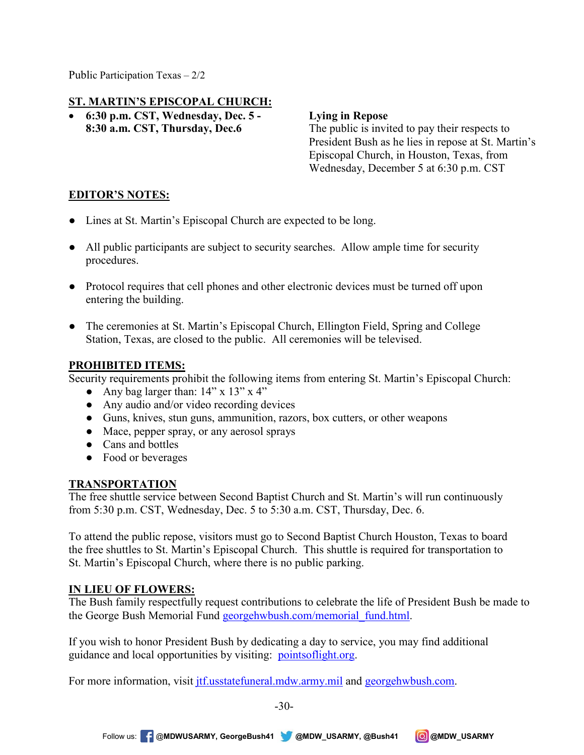Public Participation Texas – 2/2

## ST. MARTIN'S EPISCOPAL CHURCH:

- **6:30 p.m. CST, Wednesday, Dec. 5 - 8:30 a.m. CST, Thursday, Dec.6**

**Lying in Repose**
The public is invited to pay their respects to President Bush as he lies in repose at St. Martin's Episcopal Church, in Houston, Texas, from Wednesday, December 5 at 6:30 p.m. CST

## EDITOR'S NOTES:

- Lines at St. Martin's Episcopal Church are expected to be long.
- All public participants are subject to security searches. Allow ample time for security procedures.
- Protocol requires that cell phones and other electronic devices must be turned off upon entering the building.
- The ceremonies at St. Martin's Episcopal Church, Ellington Field, Spring and College Station, Texas, are closed to the public. All ceremonies will be televised.

## PROHIBITED ITEMS:

Security requirements prohibit the following items from entering St. Martin's Episcopal Church:

- Any bag larger than: 14" x 13" x 4"
- Any audio and/or video recording devices
- Guns, knives, stun guns, ammunition, razors, box cutters, or other weapons
- Mace, pepper spray, or any aerosol sprays
- Cans and bottles
- Food or beverages

## TRANSPORTATION

The free shuttle service between Second Baptist Church and St. Martin's will run continuously from 5:30 p.m. CST, Wednesday, Dec. 5 to 5:30 a.m. CST, Thursday, Dec. 6.

To attend the public repose, visitors must go to Second Baptist Church Houston, Texas to board the free shuttles to St. Martin's Episcopal Church. This shuttle is required for transportation to St. Martin's Episcopal Church, where there is no public parking.

## IN LIEU OF FLOWERS:

The Bush family respectfully request contributions to celebrate the life of President Bush be made to the George Bush Memorial Fund georgehwbush.com/memorial_fund.html.

If you wish to honor President Bush by dedicating a day to service, you may find additional guidance and local opportunities by visiting: pointsoflight.org.

For more information, visit jtf.usstatefuneral.mdw.army.mil and georgehwbush.com.

Follow us: @MDWUSARMY, GeorgeBush41 @MDW_USARMY, @Bush41 @MDW_USARMY